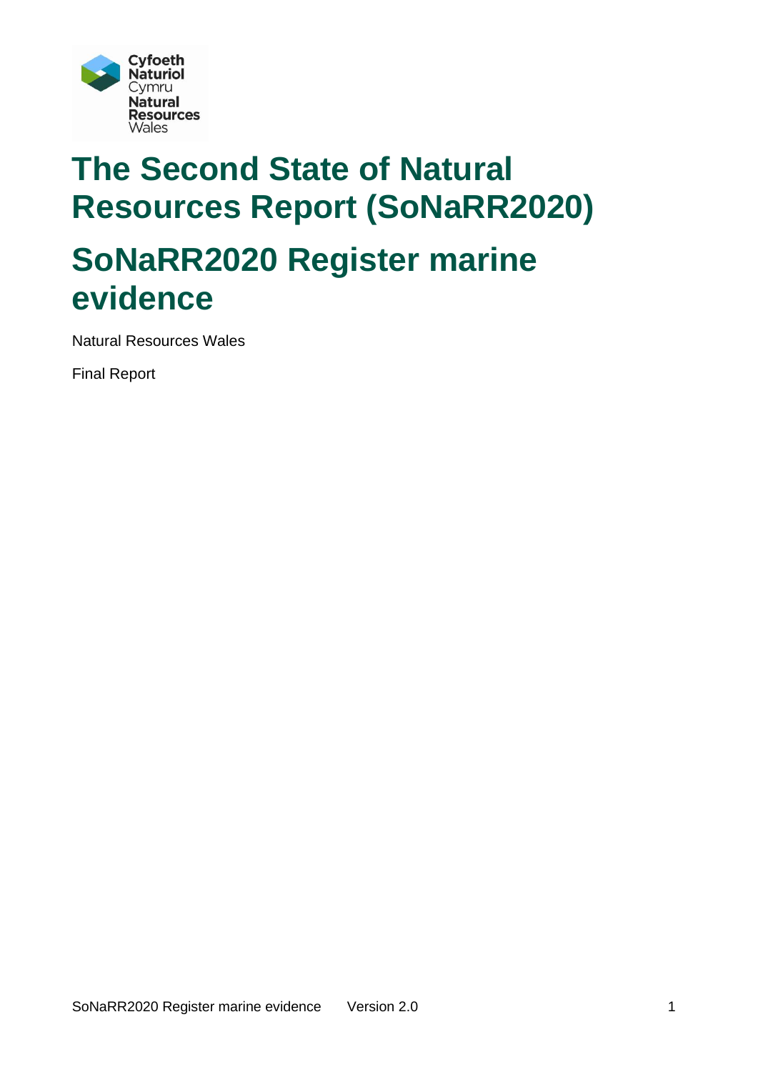# The Second State of Natural Resources Report (SoNaRR2020)

# SoNaRR2020 Register marine evidence

Natural Resources Wales

Final Report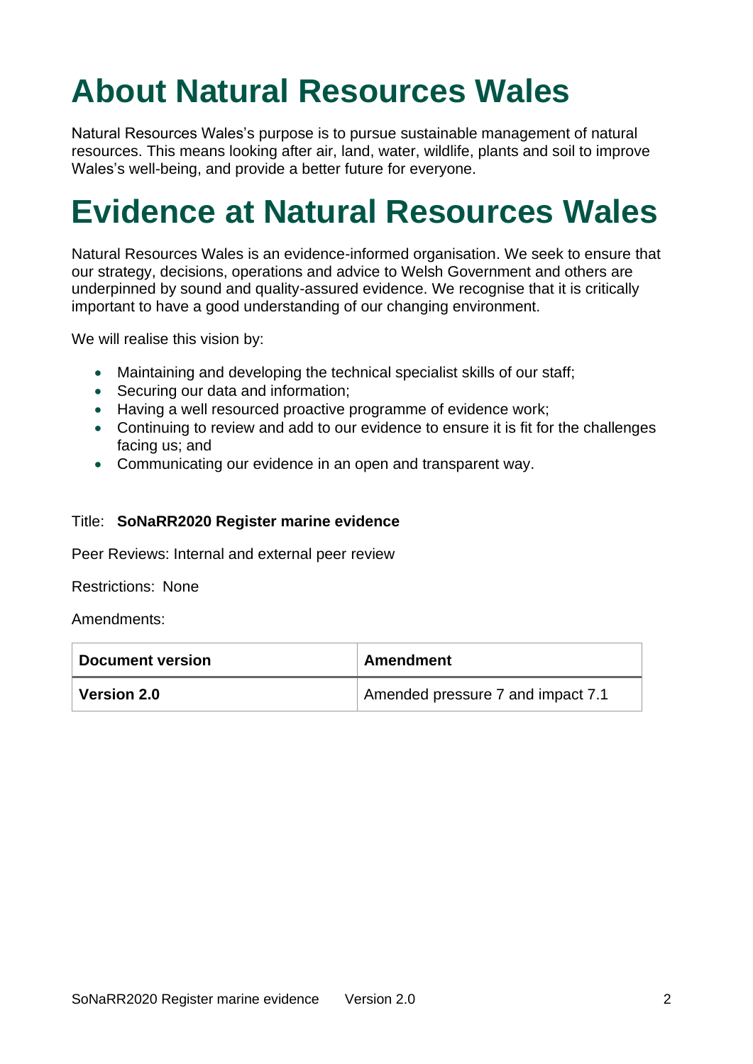# About Natural Resources Wales

Natural Resources Wales's purpose is to pursue sustainable management of natural resources. This means looking after air, land, water, wildlife, plants and soil to improve Wales's well-being, and provide a better future for everyone.

# Evidence at Natural Resources Wales

Natural Resources Wales is an evidence-informed organisation. We seek to ensure that our strategy, decisions, operations and advice to Welsh Government and others are underpinned by sound and quality-assured evidence. We recognise that it is critically important to have a good understanding of our changing environment.

We will realise this vision by:

- Maintaining and developing the technical specialist skills of our staff;
- Securing our data and information;
- Having a well resourced proactive programme of evidence work;
- Continuing to review and add to our evidence to ensure it is fit for the challenges facing us; and
- Communicating our evidence in an open and transparent way.

Title: **SoNaRR2020 Register marine evidence**

Peer Reviews: Internal and external peer review

Restrictions: None

Amendments:

| Document version | Amendment |
|---|---|
| **Version 2.0** | Amended pressure 7 and impact 7.1 |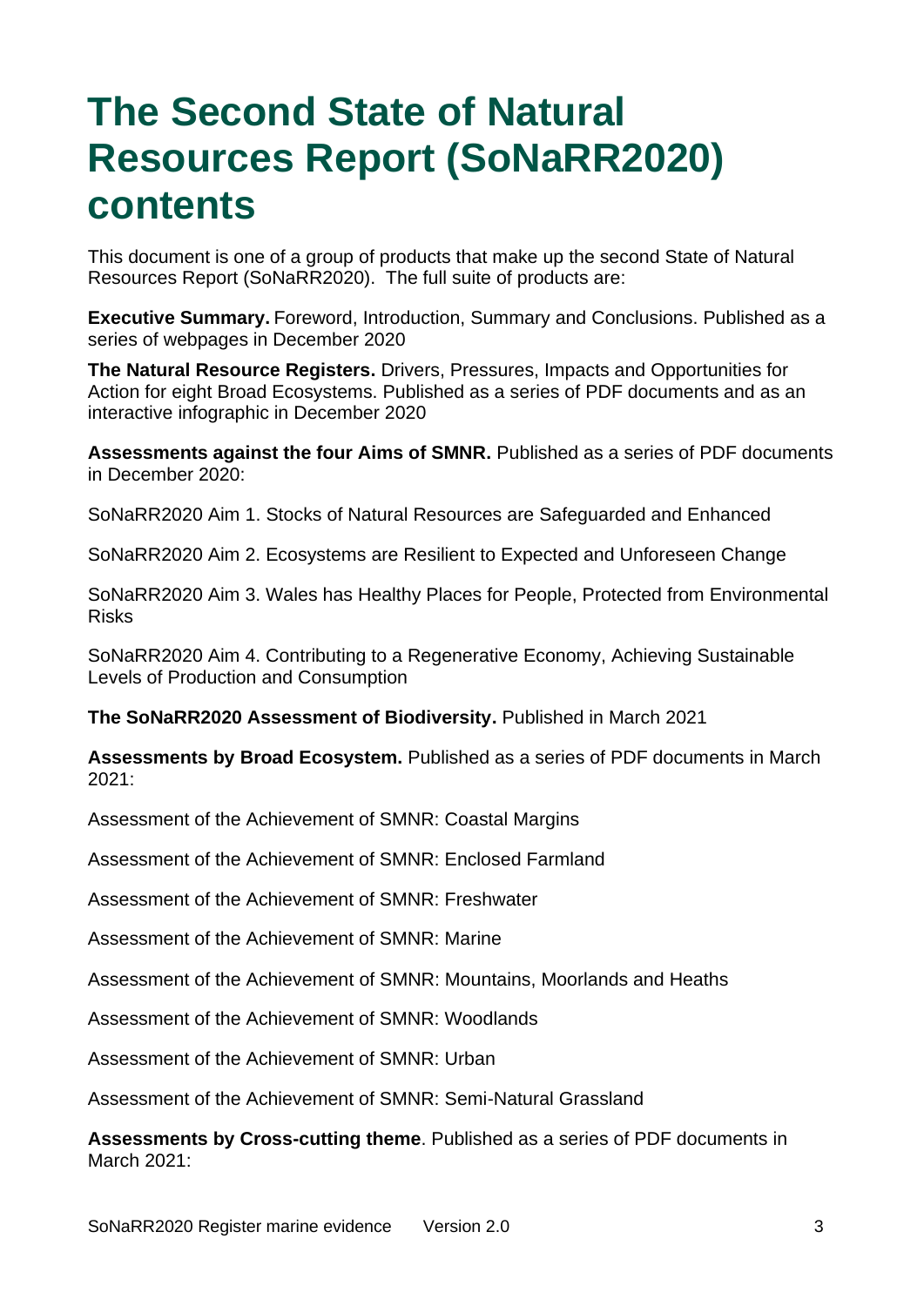# The Second State of Natural Resources Report (SoNaRR2020) contents

This document is one of a group of products that make up the second State of Natural Resources Report (SoNaRR2020). The full suite of products are:

**Executive Summary.** Foreword, Introduction, Summary and Conclusions. Published as a series of webpages in December 2020

**The Natural Resource Registers.** Drivers, Pressures, Impacts and Opportunities for Action for eight Broad Ecosystems. Published as a series of PDF documents and as an interactive infographic in December 2020

**Assessments against the four Aims of SMNR.** Published as a series of PDF documents in December 2020:

SoNaRR2020 Aim 1. Stocks of Natural Resources are Safeguarded and Enhanced

SoNaRR2020 Aim 2. Ecosystems are Resilient to Expected and Unforeseen Change

SoNaRR2020 Aim 3. Wales has Healthy Places for People, Protected from Environmental Risks

SoNaRR2020 Aim 4. Contributing to a Regenerative Economy, Achieving Sustainable Levels of Production and Consumption

**The SoNaRR2020 Assessment of Biodiversity.** Published in March 2021

**Assessments by Broad Ecosystem.** Published as a series of PDF documents in March 2021:

Assessment of the Achievement of SMNR: Coastal Margins

Assessment of the Achievement of SMNR: Enclosed Farmland

Assessment of the Achievement of SMNR: Freshwater

Assessment of the Achievement of SMNR: Marine

Assessment of the Achievement of SMNR: Mountains, Moorlands and Heaths

Assessment of the Achievement of SMNR: Woodlands

Assessment of the Achievement of SMNR: Urban

Assessment of the Achievement of SMNR: Semi-Natural Grassland

**Assessments by Cross-cutting theme**. Published as a series of PDF documents in March 2021: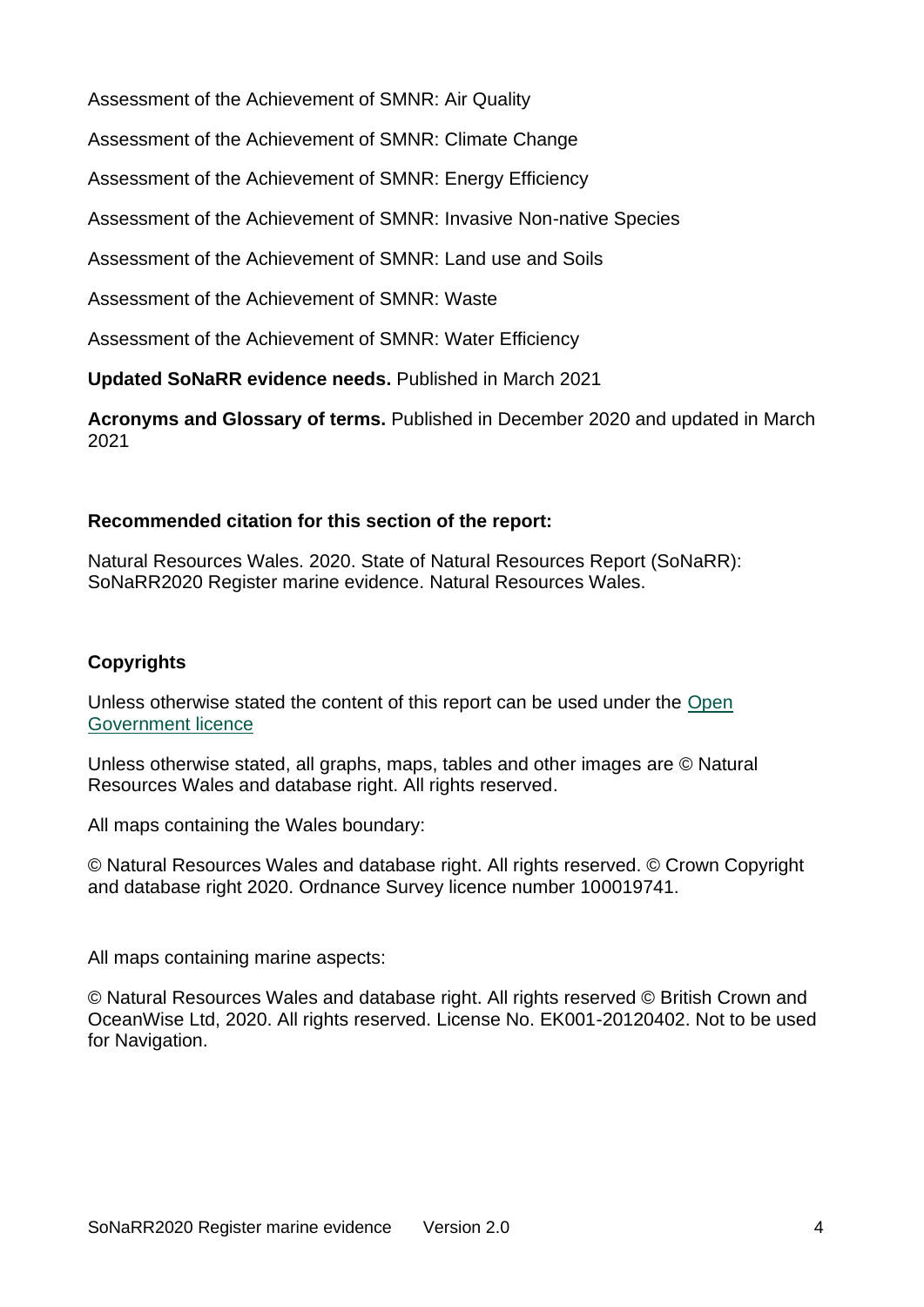Assessment of the Achievement of SMNR: Air Quality

Assessment of the Achievement of SMNR: Climate Change

Assessment of the Achievement of SMNR: Energy Efficiency

Assessment of the Achievement of SMNR: Invasive Non-native Species

Assessment of the Achievement of SMNR: Land use and Soils

Assessment of the Achievement of SMNR: Waste

Assessment of the Achievement of SMNR: Water Efficiency

**Updated SoNaRR evidence needs.** Published in March 2021

**Acronyms and Glossary of terms.** Published in December 2020 and updated in March 2021

**Recommended citation for this section of the report:**

Natural Resources Wales. 2020. State of Natural Resources Report (SoNaRR): SoNaRR2020 Register marine evidence. Natural Resources Wales.

**Copyrights**

Unless otherwise stated the content of this report can be used under the [Open Government licence]

Unless otherwise stated, all graphs, maps, tables and other images are © Natural Resources Wales and database right. All rights reserved.

All maps containing the Wales boundary:

© Natural Resources Wales and database right. All rights reserved. © Crown Copyright and database right 2020. Ordnance Survey licence number 100019741.

All maps containing marine aspects:

© Natural Resources Wales and database right. All rights reserved © British Crown and OceanWise Ltd, 2020. All rights reserved. License No. EK001-20120402. Not to be used for Navigation.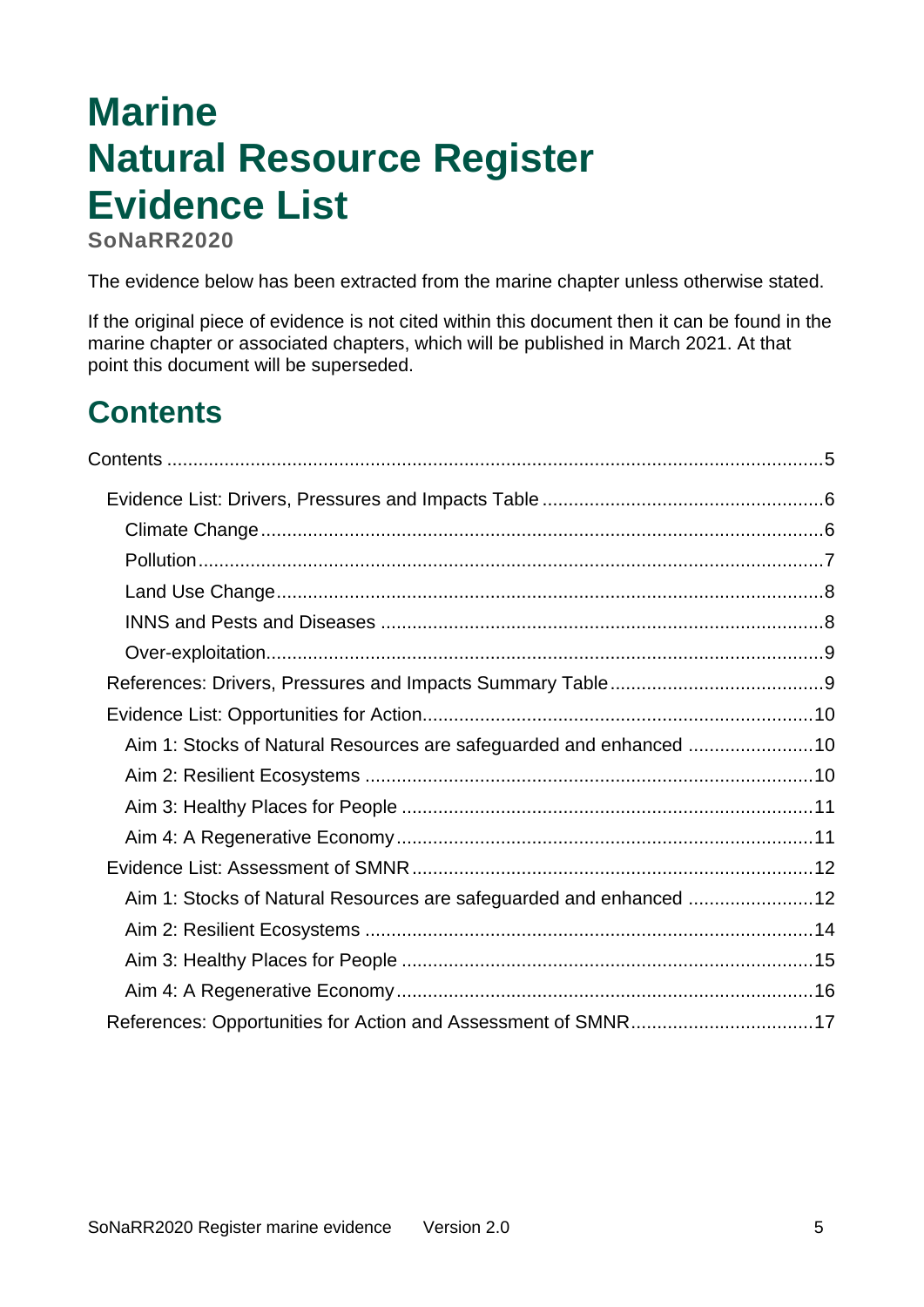# Marine Natural Resource Register Evidence List

**SoNaRR2020**

The evidence below has been extracted from the marine chapter unless otherwise stated.

If the original piece of evidence is not cited within this document then it can be found in the marine chapter or associated chapters, which will be published in March 2021. At that point this document will be superseded.

## Contents

Contents ....................................................................................................................5

- Evidence List: Drivers, Pressures and Impacts Table ....................................................6
  - Climate Change ........................................................................................................6
  - Pollution ....................................................................................................................7
  - Land Use Change .......................................................................................................8
  - INNS and Pests and Diseases ....................................................................................8
  - Over-exploitation .......................................................................................................9
- References: Drivers, Pressures and Impacts Summary Table ........................................9
- Evidence List: Opportunities for Action ........................................................................10
  - Aim 1: Stocks of Natural Resources are safeguarded and enhanced ........................10
  - Aim 2: Resilient Ecosystems .....................................................................................10
  - Aim 3: Healthy Places for People ..............................................................................11
  - Aim 4: A Regenerative Economy ...............................................................................11
- Evidence List: Assessment of SMNR ...........................................................................12
  - Aim 1: Stocks of Natural Resources are safeguarded and enhanced ........................12
  - Aim 2: Resilient Ecosystems .....................................................................................14
  - Aim 3: Healthy Places for People ..............................................................................15
  - Aim 4: A Regenerative Economy ...............................................................................16
- References: Opportunities for Action and Assessment of SMNR ..................................17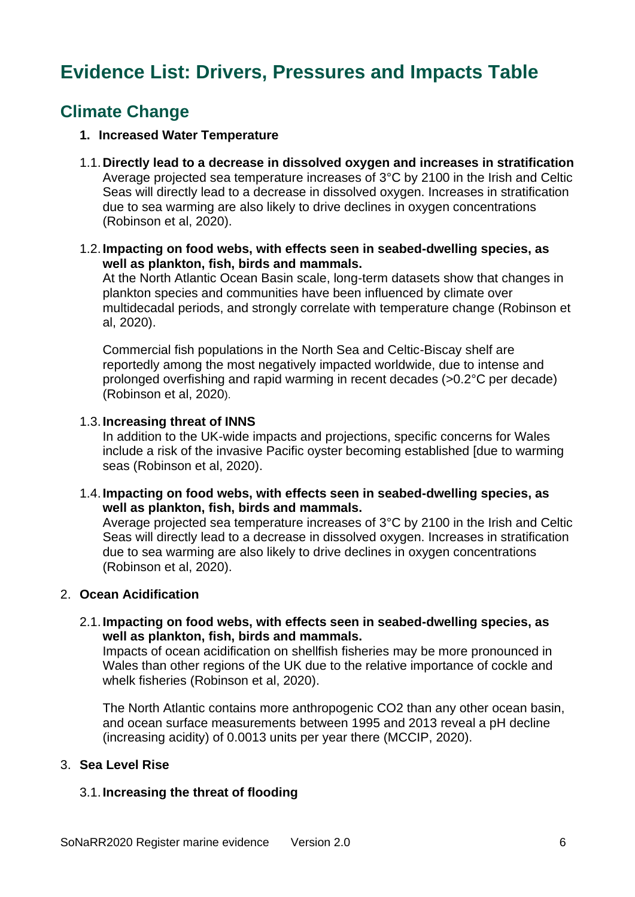# Evidence List: Drivers, Pressures and Impacts Table

## Climate Change

1. **Increased Water Temperature**

1.1. **Directly lead to a decrease in dissolved oxygen and increases in stratification**
Average projected sea temperature increases of 3°C by 2100 in the Irish and Celtic Seas will directly lead to a decrease in dissolved oxygen. Increases in stratification due to sea warming are also likely to drive declines in oxygen concentrations (Robinson et al, 2020).

1.2. **Impacting on food webs, with effects seen in seabed-dwelling species, as well as plankton, fish, birds and mammals.**
At the North Atlantic Ocean Basin scale, long-term datasets show that changes in plankton species and communities have been influenced by climate over multidecadal periods, and strongly correlate with temperature change (Robinson et al, 2020).

Commercial fish populations in the North Sea and Celtic-Biscay shelf are reportedly among the most negatively impacted worldwide, due to intense and prolonged overfishing and rapid warming in recent decades (>0.2°C per decade) (Robinson et al, 2020).

1.3. **Increasing threat of INNS**
In addition to the UK-wide impacts and projections, specific concerns for Wales include a risk of the invasive Pacific oyster becoming established [due to warming seas (Robinson et al, 2020).

1.4. **Impacting on food webs, with effects seen in seabed-dwelling species, as well as plankton, fish, birds and mammals.**
Average projected sea temperature increases of 3°C by 2100 in the Irish and Celtic Seas will directly lead to a decrease in dissolved oxygen. Increases in stratification due to sea warming are also likely to drive declines in oxygen concentrations (Robinson et al, 2020).

2. **Ocean Acidification**

2.1. **Impacting on food webs, with effects seen in seabed-dwelling species, as well as plankton, fish, birds and mammals.**
Impacts of ocean acidification on shellfish fisheries may be more pronounced in Wales than other regions of the UK due to the relative importance of cockle and whelk fisheries (Robinson et al, 2020).

The North Atlantic contains more anthropogenic CO2 than any other ocean basin, and ocean surface measurements between 1995 and 2013 reveal a pH decline (increasing acidity) of 0.0013 units per year there (MCCIP, 2020).

3. **Sea Level Rise**

3.1. **Increasing the threat of flooding**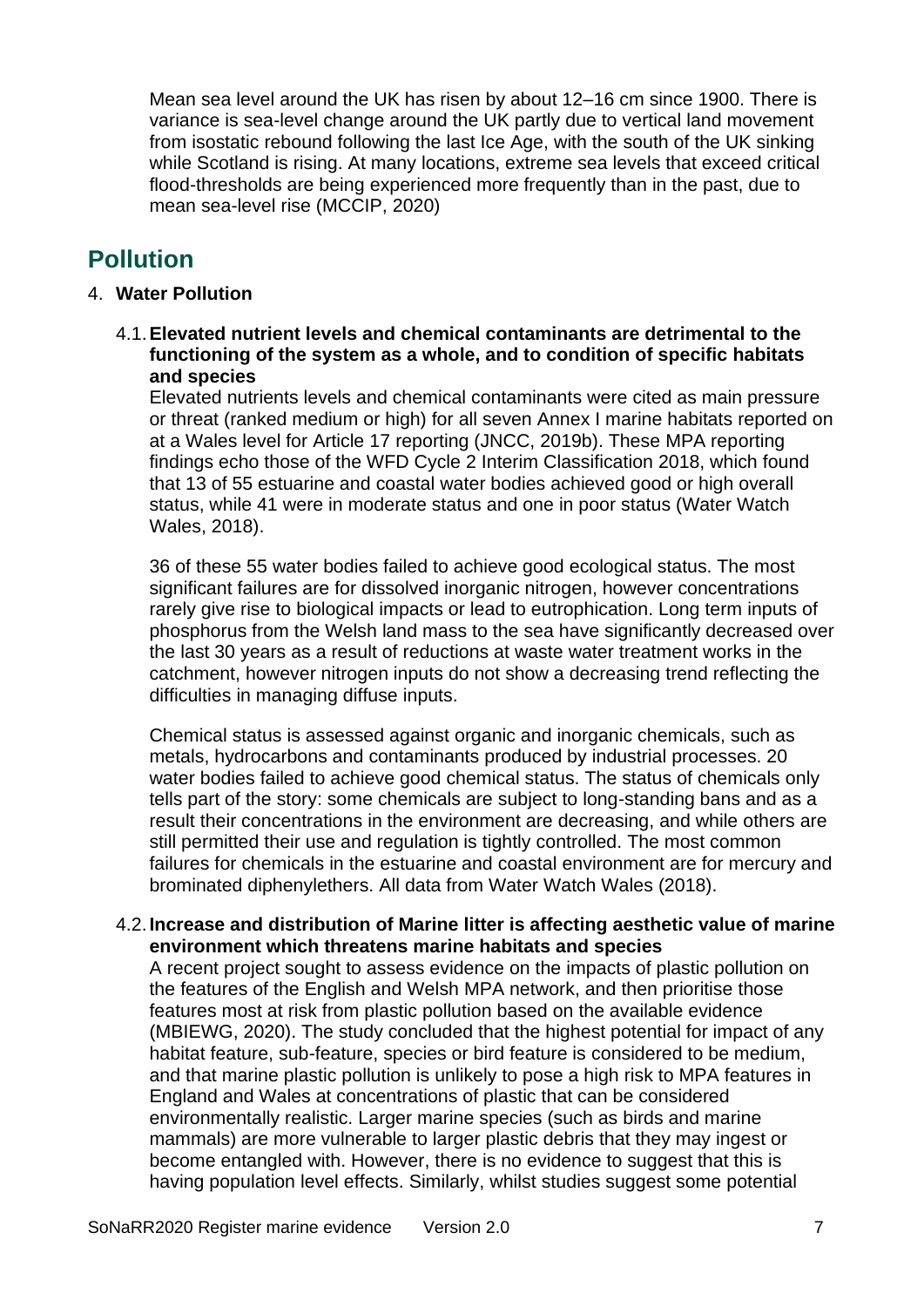Mean sea level around the UK has risen by about 12–16 cm since 1900. There is variance is sea-level change around the UK partly due to vertical land movement from isostatic rebound following the last Ice Age, with the south of the UK sinking while Scotland is rising. At many locations, extreme sea levels that exceed critical flood-thresholds are being experienced more frequently than in the past, due to mean sea-level rise (MCCIP, 2020)

## Pollution

### 4. Water Pollution

#### 4.1. Elevated nutrient levels and chemical contaminants are detrimental to the functioning of the system as a whole, and to condition of specific habitats and species

Elevated nutrients levels and chemical contaminants were cited as main pressure or threat (ranked medium or high) for all seven Annex I marine habitats reported on at a Wales level for Article 17 reporting (JNCC, 2019b). These MPA reporting findings echo those of the WFD Cycle 2 Interim Classification 2018, which found that 13 of 55 estuarine and coastal water bodies achieved good or high overall status, while 41 were in moderate status and one in poor status (Water Watch Wales, 2018).

36 of these 55 water bodies failed to achieve good ecological status. The most significant failures are for dissolved inorganic nitrogen, however concentrations rarely give rise to biological impacts or lead to eutrophication. Long term inputs of phosphorus from the Welsh land mass to the sea have significantly decreased over the last 30 years as a result of reductions at waste water treatment works in the catchment, however nitrogen inputs do not show a decreasing trend reflecting the difficulties in managing diffuse inputs.

Chemical status is assessed against organic and inorganic chemicals, such as metals, hydrocarbons and contaminants produced by industrial processes. 20 water bodies failed to achieve good chemical status. The status of chemicals only tells part of the story: some chemicals are subject to long-standing bans and as a result their concentrations in the environment are decreasing, and while others are still permitted their use and regulation is tightly controlled. The most common failures for chemicals in the estuarine and coastal environment are for mercury and brominated diphenylethers. All data from Water Watch Wales (2018).

#### 4.2. Increase and distribution of Marine litter is affecting aesthetic value of marine environment which threatens marine habitats and species

A recent project sought to assess evidence on the impacts of plastic pollution on the features of the English and Welsh MPA network, and then prioritise those features most at risk from plastic pollution based on the available evidence (MBIEWG, 2020). The study concluded that the highest potential for impact of any habitat feature, sub-feature, species or bird feature is considered to be medium, and that marine plastic pollution is unlikely to pose a high risk to MPA features in England and Wales at concentrations of plastic that can be considered environmentally realistic. Larger marine species (such as birds and marine mammals) are more vulnerable to larger plastic debris that they may ingest or become entangled with. However, there is no evidence to suggest that this is having population level effects. Similarly, whilst studies suggest some potential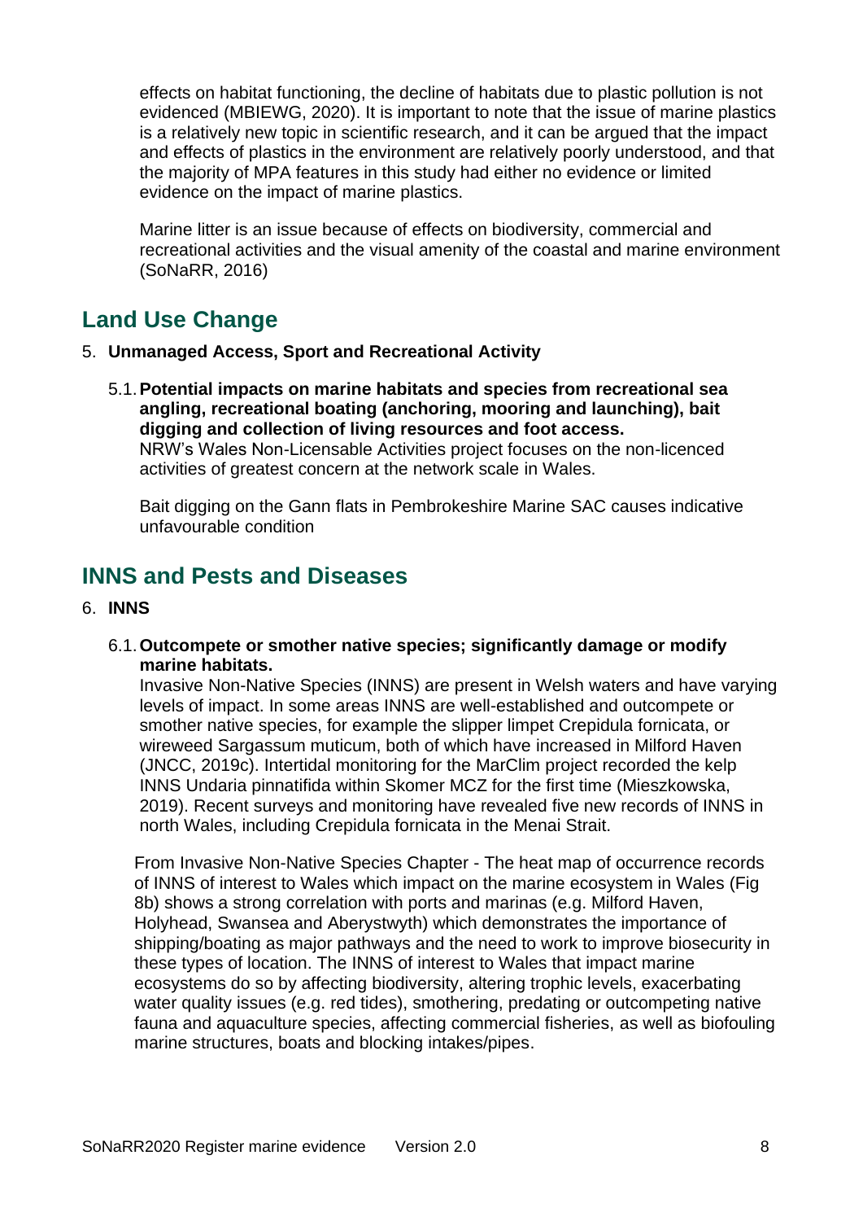effects on habitat functioning, the decline of habitats due to plastic pollution is not evidenced (MBIEWG, 2020). It is important to note that the issue of marine plastics is a relatively new topic in scientific research, and it can be argued that the impact and effects of plastics in the environment are relatively poorly understood, and that the majority of MPA features in this study had either no evidence or limited evidence on the impact of marine plastics.

Marine litter is an issue because of effects on biodiversity, commercial and recreational activities and the visual amenity of the coastal and marine environment (SoNaRR, 2016)

## Land Use Change

5. **Unmanaged Access, Sport and Recreational Activity**

   5.1. **Potential impacts on marine habitats and species from recreational sea angling, recreational boating (anchoring, mooring and launching), bait digging and collection of living resources and foot access.**
   NRW's Wales Non-Licensable Activities project focuses on the non-licenced activities of greatest concern at the network scale in Wales.

   Bait digging on the Gann flats in Pembrokeshire Marine SAC causes indicative unfavourable condition

## INNS and Pests and Diseases

6. **INNS**

   6.1. **Outcompete or smother native species; significantly damage or modify marine habitats.**
   Invasive Non-Native Species (INNS) are present in Welsh waters and have varying levels of impact. In some areas INNS are well-established and outcompete or smother native species, for example the slipper limpet Crepidula fornicata, or wireweed Sargassum muticum, both of which have increased in Milford Haven (JNCC, 2019c). Intertidal monitoring for the MarClim project recorded the kelp INNS Undaria pinnatifida within Skomer MCZ for the first time (Mieszkowska, 2019). Recent surveys and monitoring have revealed five new records of INNS in north Wales, including Crepidula fornicata in the Menai Strait.

   From Invasive Non-Native Species Chapter - The heat map of occurrence records of INNS of interest to Wales which impact on the marine ecosystem in Wales (Fig 8b) shows a strong correlation with ports and marinas (e.g. Milford Haven, Holyhead, Swansea and Aberystwyth) which demonstrates the importance of shipping/boating as major pathways and the need to work to improve biosecurity in these types of location. The INNS of interest to Wales that impact marine ecosystems do so by affecting biodiversity, altering trophic levels, exacerbating water quality issues (e.g. red tides), smothering, predating or outcompeting native fauna and aquaculture species, affecting commercial fisheries, as well as biofouling marine structures, boats and blocking intakes/pipes.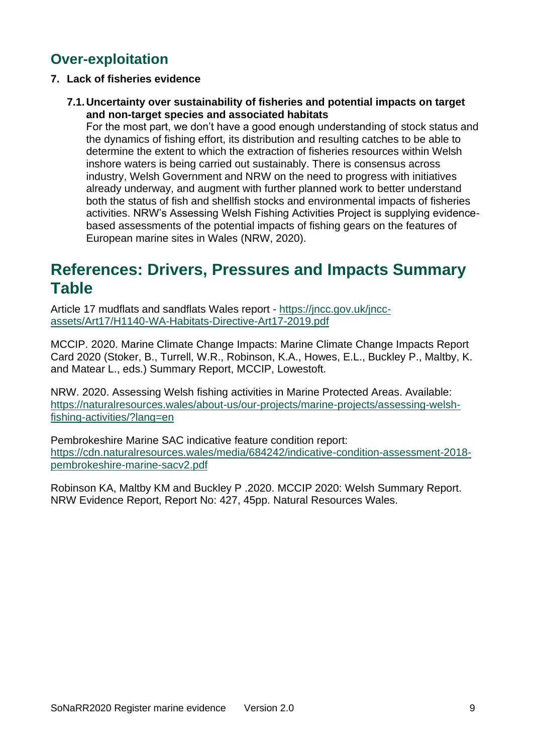## Over-exploitation

**7. Lack of fisheries evidence**

**7.1. Uncertainty over sustainability of fisheries and potential impacts on target and non-target species and associated habitats**

For the most part, we don't have a good enough understanding of stock status and the dynamics of fishing effort, its distribution and resulting catches to be able to determine the extent to which the extraction of fisheries resources within Welsh inshore waters is being carried out sustainably. There is consensus across industry, Welsh Government and NRW on the need to progress with initiatives already underway, and augment with further planned work to better understand both the status of fish and shellfish stocks and environmental impacts of fisheries activities. NRW's Assessing Welsh Fishing Activities Project is supplying evidence-based assessments of the potential impacts of fishing gears on the features of European marine sites in Wales (NRW, 2020).

# References: Drivers, Pressures and Impacts Summary Table

Article 17 mudflats and sandflats Wales report - [https://jncc.gov.uk/jncc-assets/Art17/H1140-WA-Habitats-Directive-Art17-2019.pdf](https://jncc.gov.uk/jncc-assets/Art17/H1140-WA-Habitats-Directive-Art17-2019.pdf)

MCCIP. 2020. Marine Climate Change Impacts: Marine Climate Change Impacts Report Card 2020 (Stoker, B., Turrell, W.R., Robinson, K.A., Howes, E.L., Buckley P., Maltby, K. and Matear L., eds.) Summary Report, MCCIP, Lowestoft.

NRW. 2020. Assessing Welsh fishing activities in Marine Protected Areas. Available: [https://naturalresources.wales/about-us/our-projects/marine-projects/assessing-welsh-fishing-activities/?lang=en](https://naturalresources.wales/about-us/our-projects/marine-projects/assessing-welsh-fishing-activities/?lang=en)

Pembrokeshire Marine SAC indicative feature condition report: [https://cdn.naturalresources.wales/media/684242/indicative-condition-assessment-2018-pembrokeshire-marine-sacv2.pdf](https://cdn.naturalresources.wales/media/684242/indicative-condition-assessment-2018-pembrokeshire-marine-sacv2.pdf)

Robinson KA, Maltby KM and Buckley P .2020. MCCIP 2020: Welsh Summary Report. NRW Evidence Report, Report No: 427, 45pp. Natural Resources Wales.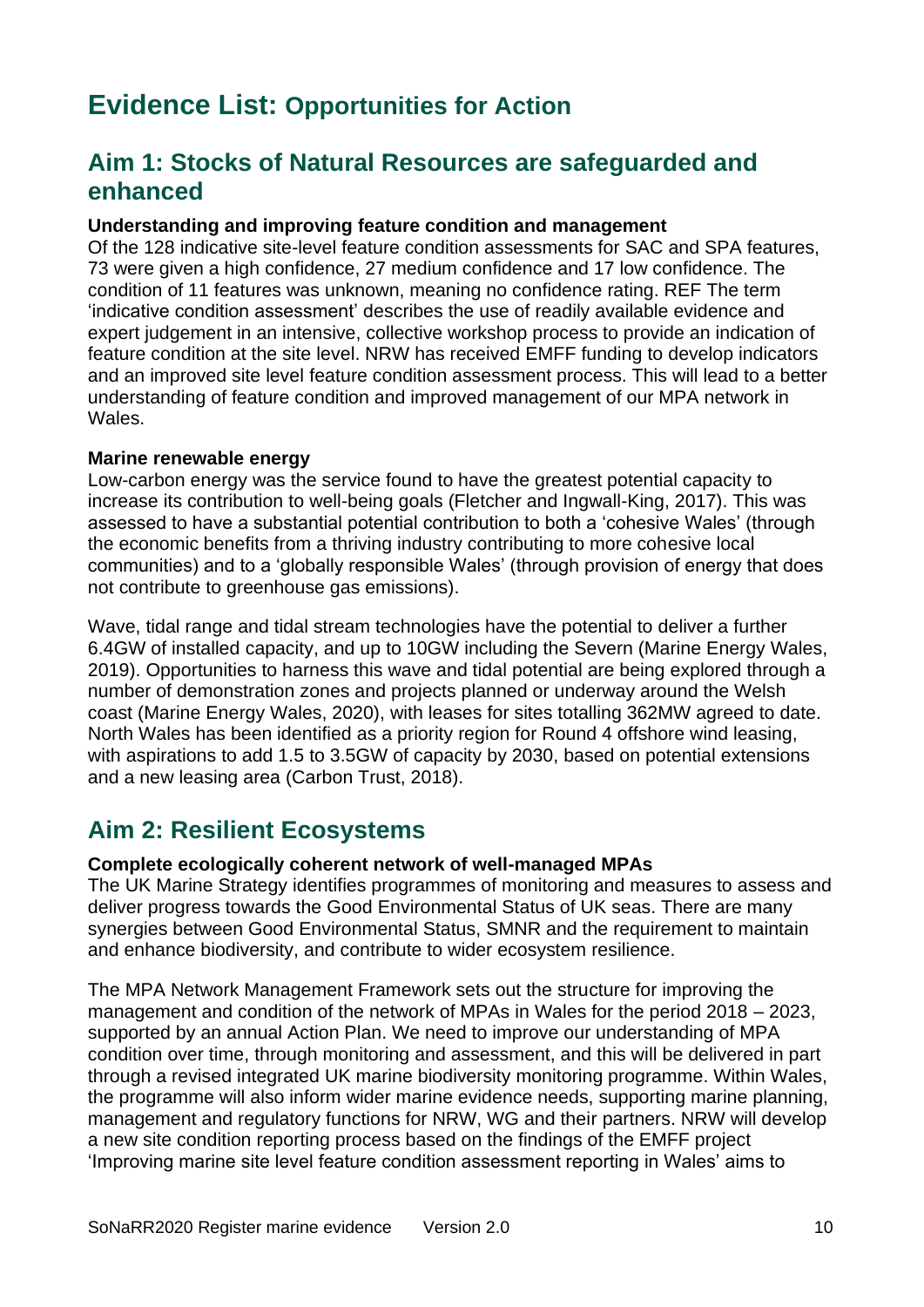# Evidence List: Opportunities for Action

## Aim 1: Stocks of Natural Resources are safeguarded and enhanced

**Understanding and improving feature condition and management**
Of the 128 indicative site-level feature condition assessments for SAC and SPA features, 73 were given a high confidence, 27 medium confidence and 17 low confidence. The condition of 11 features was unknown, meaning no confidence rating. REF The term 'indicative condition assessment' describes the use of readily available evidence and expert judgement in an intensive, collective workshop process to provide an indication of feature condition at the site level. NRW has received EMFF funding to develop indicators and an improved site level feature condition assessment process. This will lead to a better understanding of feature condition and improved management of our MPA network in Wales.

**Marine renewable energy**
Low-carbon energy was the service found to have the greatest potential capacity to increase its contribution to well-being goals (Fletcher and Ingwall-King, 2017). This was assessed to have a substantial potential contribution to both a 'cohesive Wales' (through the economic benefits from a thriving industry contributing to more cohesive local communities) and to a 'globally responsible Wales' (through provision of energy that does not contribute to greenhouse gas emissions).

Wave, tidal range and tidal stream technologies have the potential to deliver a further 6.4GW of installed capacity, and up to 10GW including the Severn (Marine Energy Wales, 2019). Opportunities to harness this wave and tidal potential are being explored through a number of demonstration zones and projects planned or underway around the Welsh coast (Marine Energy Wales, 2020), with leases for sites totalling 362MW agreed to date. North Wales has been identified as a priority region for Round 4 offshore wind leasing, with aspirations to add 1.5 to 3.5GW of capacity by 2030, based on potential extensions and a new leasing area (Carbon Trust, 2018).

## Aim 2: Resilient Ecosystems

**Complete ecologically coherent network of well-managed MPAs**
The UK Marine Strategy identifies programmes of monitoring and measures to assess and deliver progress towards the Good Environmental Status of UK seas. There are many synergies between Good Environmental Status, SMNR and the requirement to maintain and enhance biodiversity, and contribute to wider ecosystem resilience.

The MPA Network Management Framework sets out the structure for improving the management and condition of the network of MPAs in Wales for the period 2018 – 2023, supported by an annual Action Plan. We need to improve our understanding of MPA condition over time, through monitoring and assessment, and this will be delivered in part through a revised integrated UK marine biodiversity monitoring programme. Within Wales, the programme will also inform wider marine evidence needs, supporting marine planning, management and regulatory functions for NRW, WG and their partners. NRW will develop a new site condition reporting process based on the findings of the EMFF project 'Improving marine site level feature condition assessment reporting in Wales' aims to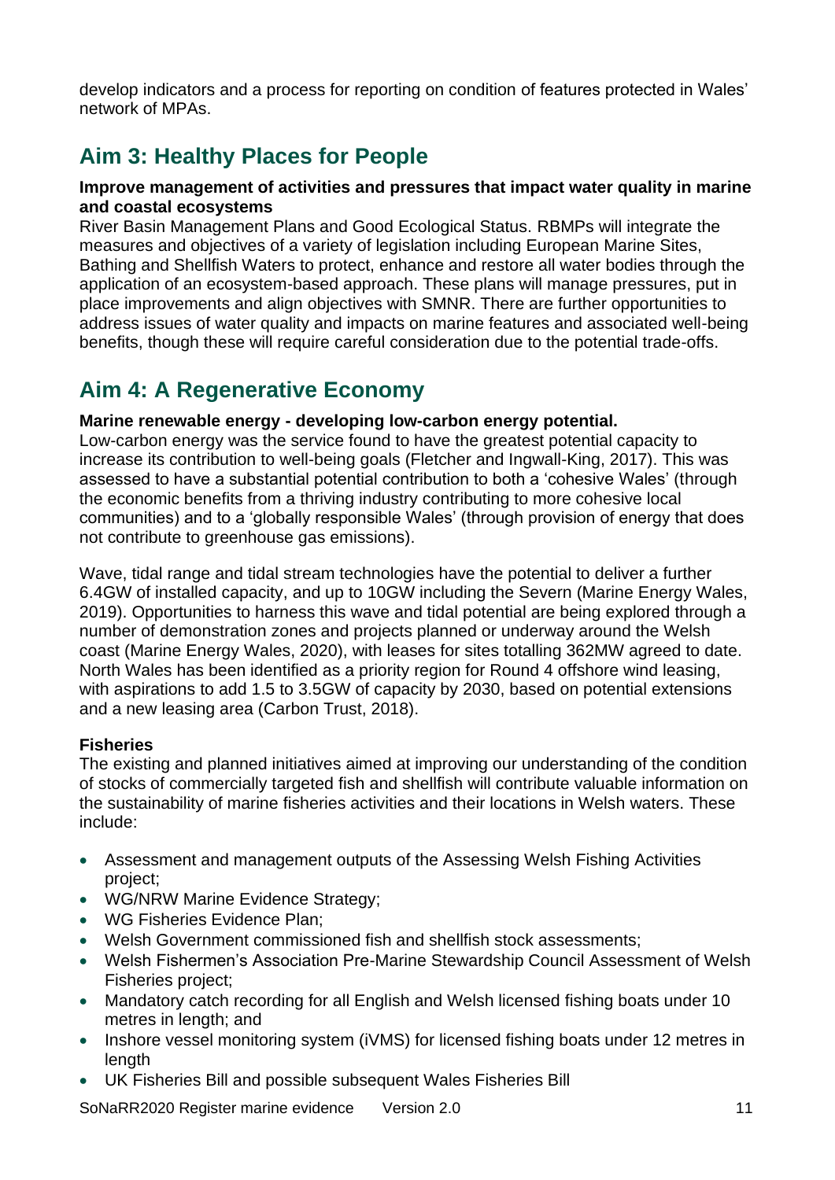develop indicators and a process for reporting on condition of features protected in Wales' network of MPAs.

## Aim 3: Healthy Places for People

**Improve management of activities and pressures that impact water quality in marine and coastal ecosystems**

River Basin Management Plans and Good Ecological Status. RBMPs will integrate the measures and objectives of a variety of legislation including European Marine Sites, Bathing and Shellfish Waters to protect, enhance and restore all water bodies through the application of an ecosystem-based approach. These plans will manage pressures, put in place improvements and align objectives with SMNR. There are further opportunities to address issues of water quality and impacts on marine features and associated well-being benefits, though these will require careful consideration due to the potential trade-offs.

## Aim 4: A Regenerative Economy

**Marine renewable energy - developing low-carbon energy potential.**

Low-carbon energy was the service found to have the greatest potential capacity to increase its contribution to well-being goals (Fletcher and Ingwall-King, 2017). This was assessed to have a substantial potential contribution to both a 'cohesive Wales' (through the economic benefits from a thriving industry contributing to more cohesive local communities) and to a 'globally responsible Wales' (through provision of energy that does not contribute to greenhouse gas emissions).

Wave, tidal range and tidal stream technologies have the potential to deliver a further 6.4GW of installed capacity, and up to 10GW including the Severn (Marine Energy Wales, 2019). Opportunities to harness this wave and tidal potential are being explored through a number of demonstration zones and projects planned or underway around the Welsh coast (Marine Energy Wales, 2020), with leases for sites totalling 362MW agreed to date. North Wales has been identified as a priority region for Round 4 offshore wind leasing, with aspirations to add 1.5 to 3.5GW of capacity by 2030, based on potential extensions and a new leasing area (Carbon Trust, 2018).

**Fisheries**

The existing and planned initiatives aimed at improving our understanding of the condition of stocks of commercially targeted fish and shellfish will contribute valuable information on the sustainability of marine fisheries activities and their locations in Welsh waters. These include:

- Assessment and management outputs of the Assessing Welsh Fishing Activities project;
- WG/NRW Marine Evidence Strategy;
- WG Fisheries Evidence Plan;
- Welsh Government commissioned fish and shellfish stock assessments;
- Welsh Fishermen's Association Pre-Marine Stewardship Council Assessment of Welsh Fisheries project;
- Mandatory catch recording for all English and Welsh licensed fishing boats under 10 metres in length; and
- Inshore vessel monitoring system (iVMS) for licensed fishing boats under 12 metres in length
- UK Fisheries Bill and possible subsequent Wales Fisheries Bill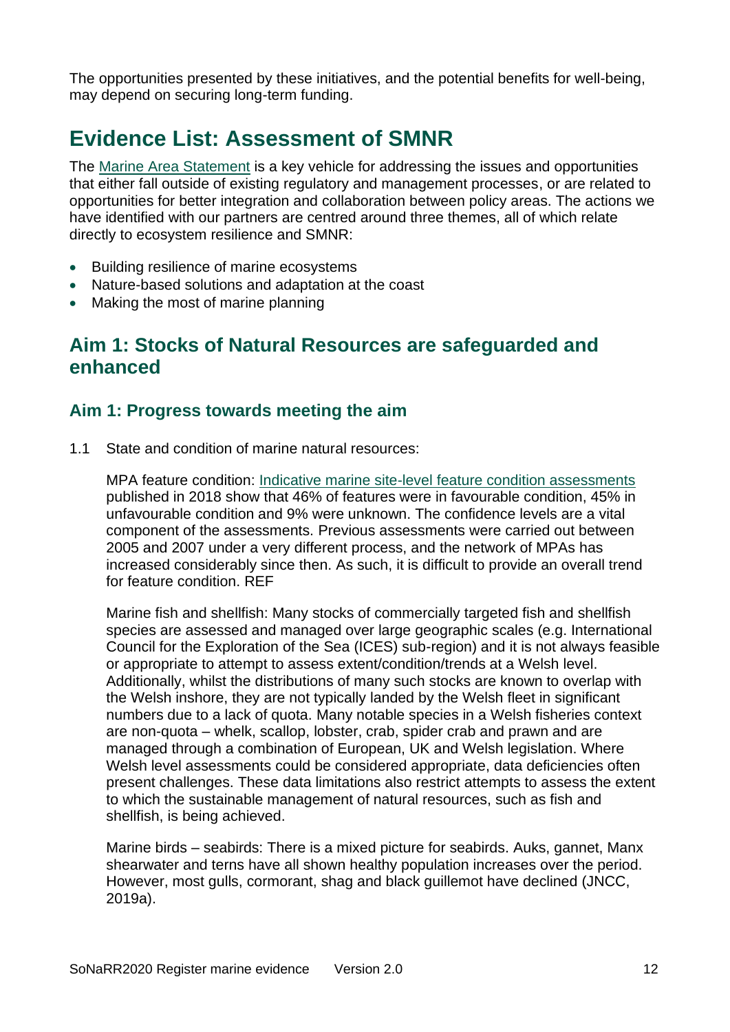The opportunities presented by these initiatives, and the potential benefits for well-being, may depend on securing long-term funding.

# Evidence List: Assessment of SMNR

The Marine Area Statement is a key vehicle for addressing the issues and opportunities that either fall outside of existing regulatory and management processes, or are related to opportunities for better integration and collaboration between policy areas. The actions we have identified with our partners are centred around three themes, all of which relate directly to ecosystem resilience and SMNR:

- Building resilience of marine ecosystems
- Nature-based solutions and adaptation at the coast
- Making the most of marine planning

## Aim 1: Stocks of Natural Resources are safeguarded and enhanced

### Aim 1: Progress towards meeting the aim

1.1 State and condition of marine natural resources:

MPA feature condition: Indicative marine site-level feature condition assessments published in 2018 show that 46% of features were in favourable condition, 45% in unfavourable condition and 9% were unknown. The confidence levels are a vital component of the assessments. Previous assessments were carried out between 2005 and 2007 under a very different process, and the network of MPAs has increased considerably since then. As such, it is difficult to provide an overall trend for feature condition. REF

Marine fish and shellfish: Many stocks of commercially targeted fish and shellfish species are assessed and managed over large geographic scales (e.g. International Council for the Exploration of the Sea (ICES) sub-region) and it is not always feasible or appropriate to attempt to assess extent/condition/trends at a Welsh level. Additionally, whilst the distributions of many such stocks are known to overlap with the Welsh inshore, they are not typically landed by the Welsh fleet in significant numbers due to a lack of quota. Many notable species in a Welsh fisheries context are non-quota – whelk, scallop, lobster, crab, spider crab and prawn and are managed through a combination of European, UK and Welsh legislation. Where Welsh level assessments could be considered appropriate, data deficiencies often present challenges. These data limitations also restrict attempts to assess the extent to which the sustainable management of natural resources, such as fish and shellfish, is being achieved.

Marine birds – seabirds: There is a mixed picture for seabirds. Auks, gannet, Manx shearwater and terns have all shown healthy population increases over the period. However, most gulls, cormorant, shag and black guillemot have declined (JNCC, 2019a).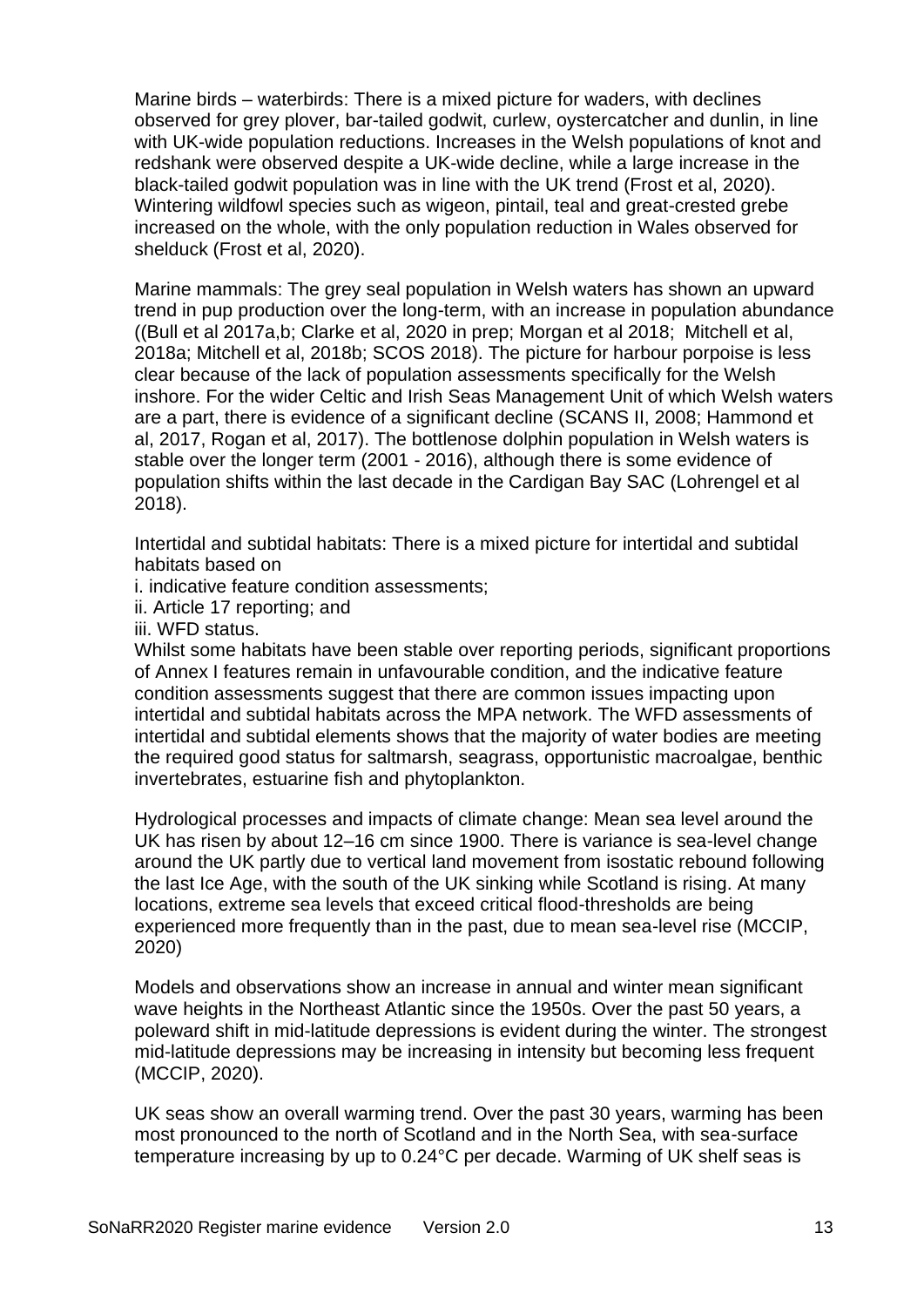Marine birds – waterbirds: There is a mixed picture for waders, with declines observed for grey plover, bar-tailed godwit, curlew, oystercatcher and dunlin, in line with UK-wide population reductions. Increases in the Welsh populations of knot and redshank were observed despite a UK-wide decline, while a large increase in the black-tailed godwit population was in line with the UK trend (Frost et al, 2020). Wintering wildfowl species such as wigeon, pintail, teal and great-crested grebe increased on the whole, with the only population reduction in Wales observed for shelduck (Frost et al, 2020).

Marine mammals: The grey seal population in Welsh waters has shown an upward trend in pup production over the long-term, with an increase in population abundance ((Bull et al 2017a,b; Clarke et al, 2020 in prep; Morgan et al 2018; Mitchell et al, 2018a; Mitchell et al, 2018b; SCOS 2018). The picture for harbour porpoise is less clear because of the lack of population assessments specifically for the Welsh inshore. For the wider Celtic and Irish Seas Management Unit of which Welsh waters are a part, there is evidence of a significant decline (SCANS II, 2008; Hammond et al, 2017, Rogan et al, 2017). The bottlenose dolphin population in Welsh waters is stable over the longer term (2001 - 2016), although there is some evidence of population shifts within the last decade in the Cardigan Bay SAC (Lohrengel et al 2018).

Intertidal and subtidal habitats: There is a mixed picture for intertidal and subtidal habitats based on

i. indicative feature condition assessments;
ii. Article 17 reporting; and
iii. WFD status.

Whilst some habitats have been stable over reporting periods, significant proportions of Annex I features remain in unfavourable condition, and the indicative feature condition assessments suggest that there are common issues impacting upon intertidal and subtidal habitats across the MPA network. The WFD assessments of intertidal and subtidal elements shows that the majority of water bodies are meeting the required good status for saltmarsh, seagrass, opportunistic macroalgae, benthic invertebrates, estuarine fish and phytoplankton.

Hydrological processes and impacts of climate change: Mean sea level around the UK has risen by about 12–16 cm since 1900. There is variance is sea-level change around the UK partly due to vertical land movement from isostatic rebound following the last Ice Age, with the south of the UK sinking while Scotland is rising. At many locations, extreme sea levels that exceed critical flood-thresholds are being experienced more frequently than in the past, due to mean sea-level rise (MCCIP, 2020)

Models and observations show an increase in annual and winter mean significant wave heights in the Northeast Atlantic since the 1950s. Over the past 50 years, a poleward shift in mid-latitude depressions is evident during the winter. The strongest mid-latitude depressions may be increasing in intensity but becoming less frequent (MCCIP, 2020).

UK seas show an overall warming trend. Over the past 30 years, warming has been most pronounced to the north of Scotland and in the North Sea, with sea-surface temperature increasing by up to 0.24°C per decade. Warming of UK shelf seas is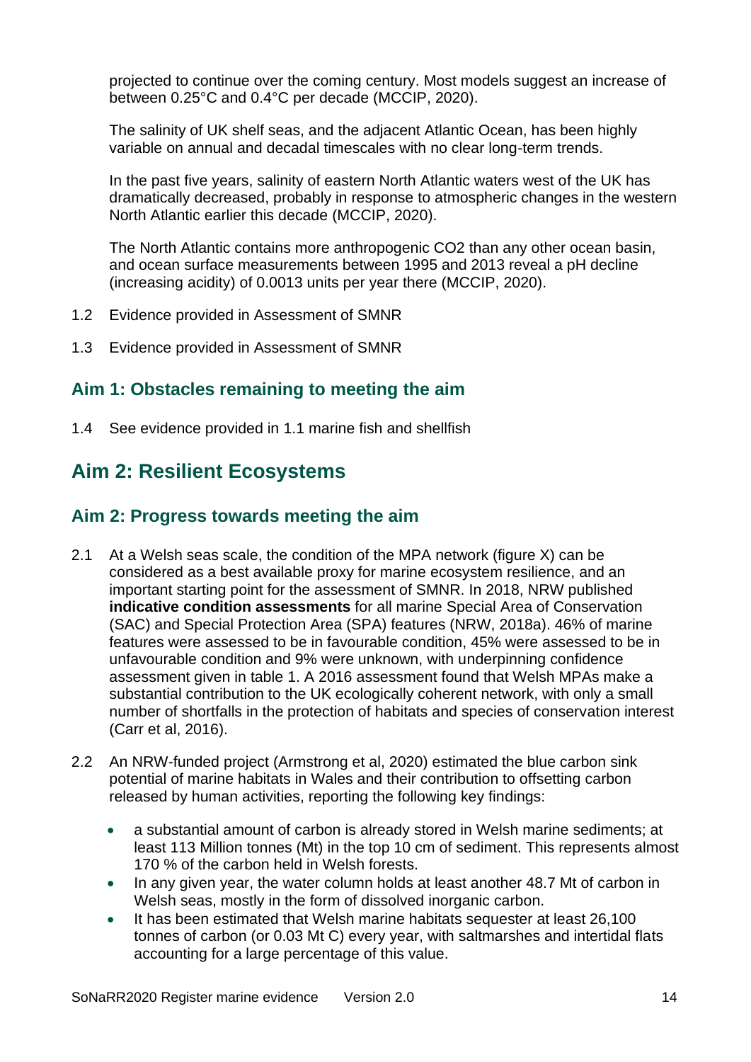projected to continue over the coming century. Most models suggest an increase of between 0.25°C and 0.4°C per decade (MCCIP, 2020).

The salinity of UK shelf seas, and the adjacent Atlantic Ocean, has been highly variable on annual and decadal timescales with no clear long-term trends.

In the past five years, salinity of eastern North Atlantic waters west of the UK has dramatically decreased, probably in response to atmospheric changes in the western North Atlantic earlier this decade (MCCIP, 2020).

The North Atlantic contains more anthropogenic $CO_2$ than any other ocean basin, and ocean surface measurements between 1995 and 2013 reveal a pH decline (increasing acidity) of 0.0013 units per year there (MCCIP, 2020).

1.2 Evidence provided in Assessment of SMNR

1.3 Evidence provided in Assessment of SMNR

### Aim 1: Obstacles remaining to meeting the aim

1.4 See evidence provided in 1.1 marine fish and shellfish

## Aim 2: Resilient Ecosystems

### Aim 2: Progress towards meeting the aim

2.1 At a Welsh seas scale, the condition of the MPA network (figure X) can be considered as a best available proxy for marine ecosystem resilience, and an important starting point for the assessment of SMNR. In 2018, NRW published **indicative condition assessments** for all marine Special Area of Conservation (SAC) and Special Protection Area (SPA) features (NRW, 2018a). 46% of marine features were assessed to be in favourable condition, 45% were assessed to be in unfavourable condition and 9% were unknown, with underpinning confidence assessment given in table 1. A 2016 assessment found that Welsh MPAs make a substantial contribution to the UK ecologically coherent network, with only a small number of shortfalls in the protection of habitats and species of conservation interest (Carr et al, 2016).

2.2 An NRW-funded project (Armstrong et al, 2020) estimated the blue carbon sink potential of marine habitats in Wales and their contribution to offsetting carbon released by human activities, reporting the following key findings:

- a substantial amount of carbon is already stored in Welsh marine sediments; at least 113 Million tonnes (Mt) in the top 10 cm of sediment. This represents almost 170 % of the carbon held in Welsh forests.
- In any given year, the water column holds at least another 48.7 Mt of carbon in Welsh seas, mostly in the form of dissolved inorganic carbon.
- It has been estimated that Welsh marine habitats sequester at least 26,100 tonnes of carbon (or 0.03 Mt C) every year, with saltmarshes and intertidal flats accounting for a large percentage of this value.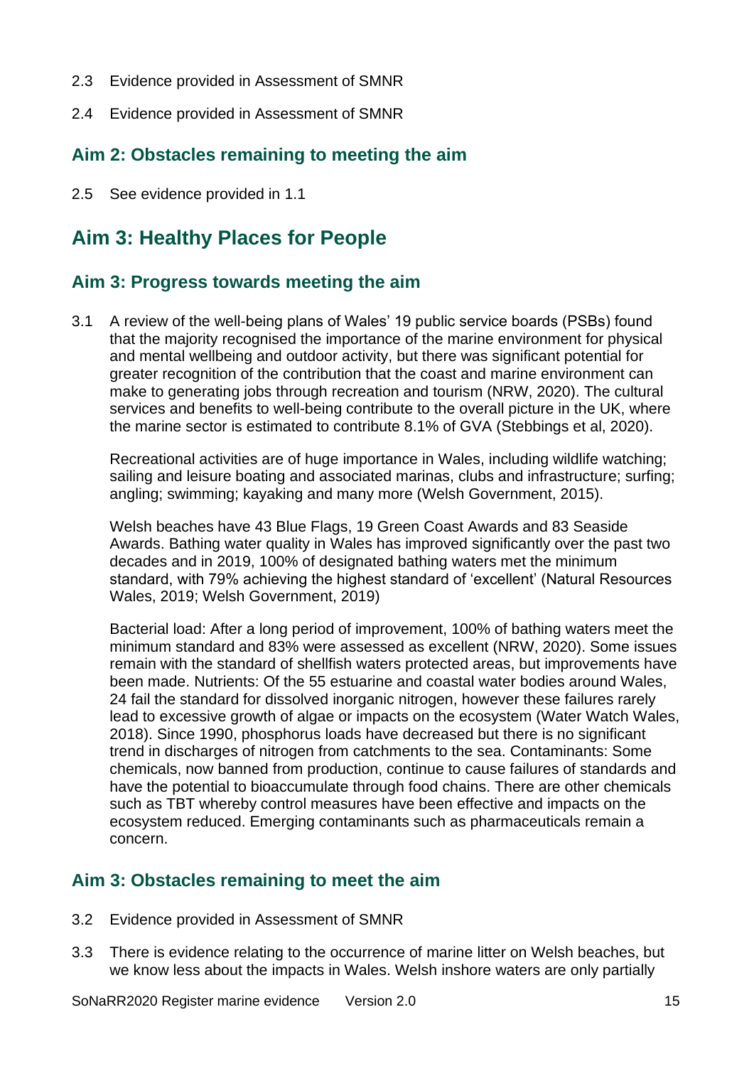2.3 Evidence provided in Assessment of SMNR

2.4 Evidence provided in Assessment of SMNR

### Aim 2: Obstacles remaining to meeting the aim

2.5 See evidence provided in 1.1

## Aim 3: Healthy Places for People

### Aim 3: Progress towards meeting the aim

3.1 A review of the well-being plans of Wales' 19 public service boards (PSBs) found that the majority recognised the importance of the marine environment for physical and mental wellbeing and outdoor activity, but there was significant potential for greater recognition of the contribution that the coast and marine environment can make to generating jobs through recreation and tourism (NRW, 2020). The cultural services and benefits to well-being contribute to the overall picture in the UK, where the marine sector is estimated to contribute 8.1% of GVA (Stebbings et al, 2020).

Recreational activities are of huge importance in Wales, including wildlife watching; sailing and leisure boating and associated marinas, clubs and infrastructure; surfing; angling; swimming; kayaking and many more (Welsh Government, 2015).

Welsh beaches have 43 Blue Flags, 19 Green Coast Awards and 83 Seaside Awards. Bathing water quality in Wales has improved significantly over the past two decades and in 2019, 100% of designated bathing waters met the minimum standard, with 79% achieving the highest standard of 'excellent' (Natural Resources Wales, 2019; Welsh Government, 2019)

Bacterial load: After a long period of improvement, 100% of bathing waters meet the minimum standard and 83% were assessed as excellent (NRW, 2020). Some issues remain with the standard of shellfish waters protected areas, but improvements have been made. Nutrients: Of the 55 estuarine and coastal water bodies around Wales, 24 fail the standard for dissolved inorganic nitrogen, however these failures rarely lead to excessive growth of algae or impacts on the ecosystem (Water Watch Wales, 2018). Since 1990, phosphorus loads have decreased but there is no significant trend in discharges of nitrogen from catchments to the sea. Contaminants: Some chemicals, now banned from production, continue to cause failures of standards and have the potential to bioaccumulate through food chains. There are other chemicals such as TBT whereby control measures have been effective and impacts on the ecosystem reduced. Emerging contaminants such as pharmaceuticals remain a concern.

### Aim 3: Obstacles remaining to meet the aim

3.2 Evidence provided in Assessment of SMNR

3.3 There is evidence relating to the occurrence of marine litter on Welsh beaches, but we know less about the impacts in Wales. Welsh inshore waters are only partially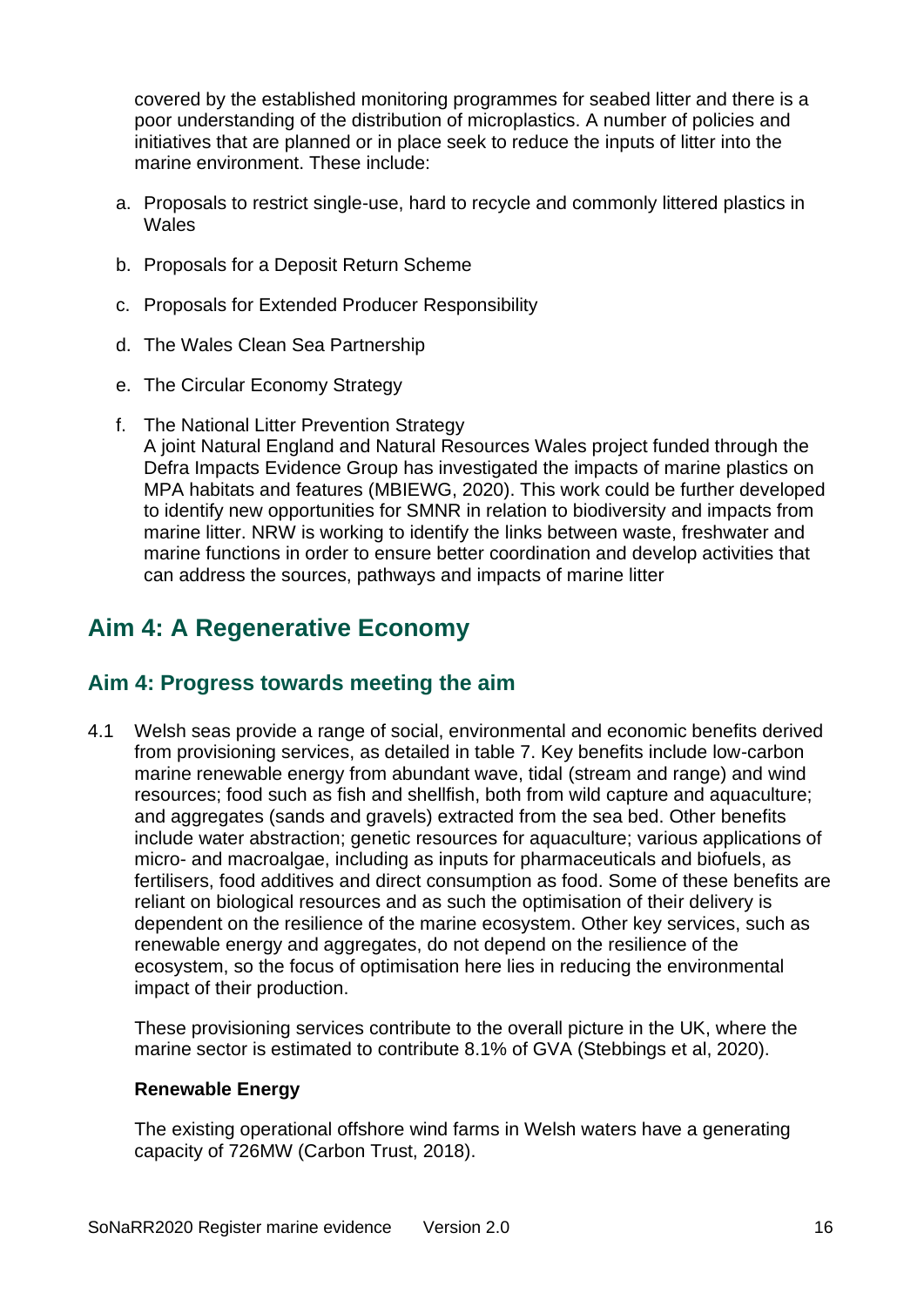covered by the established monitoring programmes for seabed litter and there is a poor understanding of the distribution of microplastics. A number of policies and initiatives that are planned or in place seek to reduce the inputs of litter into the marine environment. These include:

a. Proposals to restrict single-use, hard to recycle and commonly littered plastics in Wales

b. Proposals for a Deposit Return Scheme

c. Proposals for Extended Producer Responsibility

d. The Wales Clean Sea Partnership

e. The Circular Economy Strategy

f. The National Litter Prevention Strategy
A joint Natural England and Natural Resources Wales project funded through the Defra Impacts Evidence Group has investigated the impacts of marine plastics on MPA habitats and features (MBIEWG, 2020). This work could be further developed to identify new opportunities for SMNR in relation to biodiversity and impacts from marine litter. NRW is working to identify the links between waste, freshwater and marine functions in order to ensure better coordination and develop activities that can address the sources, pathways and impacts of marine litter

## Aim 4: A Regenerative Economy

### Aim 4: Progress towards meeting the aim

4.1 Welsh seas provide a range of social, environmental and economic benefits derived from provisioning services, as detailed in table 7. Key benefits include low-carbon marine renewable energy from abundant wave, tidal (stream and range) and wind resources; food such as fish and shellfish, both from wild capture and aquaculture; and aggregates (sands and gravels) extracted from the sea bed. Other benefits include water abstraction; genetic resources for aquaculture; various applications of micro- and macroalgae, including as inputs for pharmaceuticals and biofuels, as fertilisers, food additives and direct consumption as food. Some of these benefits are reliant on biological resources and as such the optimisation of their delivery is dependent on the resilience of the marine ecosystem. Other key services, such as renewable energy and aggregates, do not depend on the resilience of the ecosystem, so the focus of optimisation here lies in reducing the environmental impact of their production.

These provisioning services contribute to the overall picture in the UK, where the marine sector is estimated to contribute 8.1% of GVA (Stebbings et al, 2020).

**Renewable Energy**

The existing operational offshore wind farms in Welsh waters have a generating capacity of 726MW (Carbon Trust, 2018).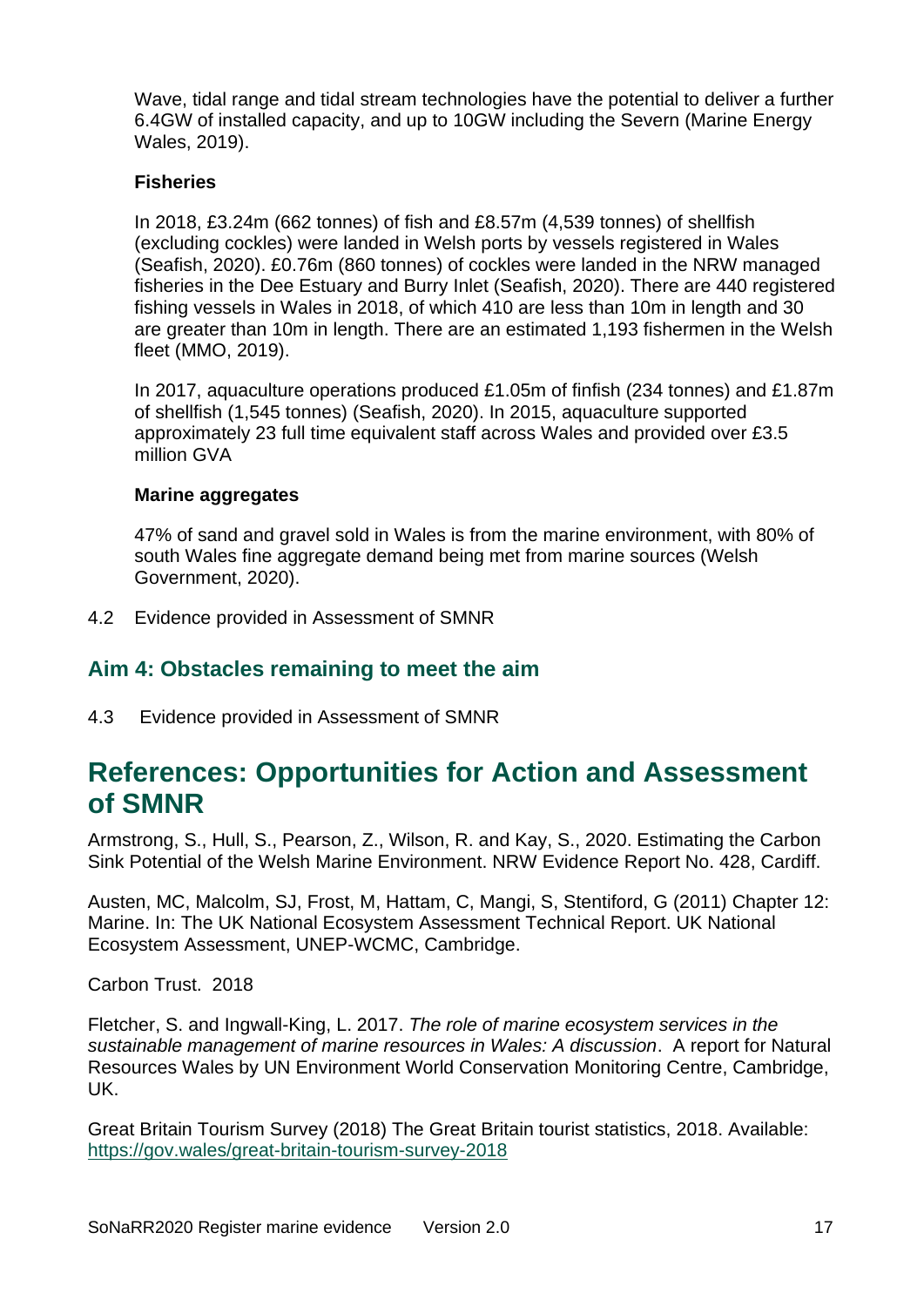Wave, tidal range and tidal stream technologies have the potential to deliver a further 6.4GW of installed capacity, and up to 10GW including the Severn (Marine Energy Wales, 2019).

**Fisheries**

In 2018, £3.24m (662 tonnes) of fish and £8.57m (4,539 tonnes) of shellfish (excluding cockles) were landed in Welsh ports by vessels registered in Wales (Seafish, 2020). £0.76m (860 tonnes) of cockles were landed in the NRW managed fisheries in the Dee Estuary and Burry Inlet (Seafish, 2020). There are 440 registered fishing vessels in Wales in 2018, of which 410 are less than 10m in length and 30 are greater than 10m in length. There are an estimated 1,193 fishermen in the Welsh fleet (MMO, 2019).

In 2017, aquaculture operations produced £1.05m of finfish (234 tonnes) and £1.87m of shellfish (1,545 tonnes) (Seafish, 2020). In 2015, aquaculture supported approximately 23 full time equivalent staff across Wales and provided over £3.5 million GVA

**Marine aggregates**

47% of sand and gravel sold in Wales is from the marine environment, with 80% of south Wales fine aggregate demand being met from marine sources (Welsh Government, 2020).

4.2 Evidence provided in Assessment of SMNR

### Aim 4: Obstacles remaining to meet the aim

4.3 Evidence provided in Assessment of SMNR

## References: Opportunities for Action and Assessment of SMNR

Armstrong, S., Hull, S., Pearson, Z., Wilson, R. and Kay, S., 2020. Estimating the Carbon Sink Potential of the Welsh Marine Environment. NRW Evidence Report No. 428, Cardiff.

Austen, MC, Malcolm, SJ, Frost, M, Hattam, C, Mangi, S, Stentiford, G (2011) Chapter 12: Marine. In: The UK National Ecosystem Assessment Technical Report. UK National Ecosystem Assessment, UNEP-WCMC, Cambridge.

Carbon Trust. 2018

Fletcher, S. and Ingwall-King, L. 2017. *The role of marine ecosystem services in the sustainable management of marine resources in Wales: A discussion*. A report for Natural Resources Wales by UN Environment World Conservation Monitoring Centre, Cambridge, UK.

Great Britain Tourism Survey (2018) The Great Britain tourist statistics, 2018. Available: https://gov.wales/great-britain-tourism-survey-2018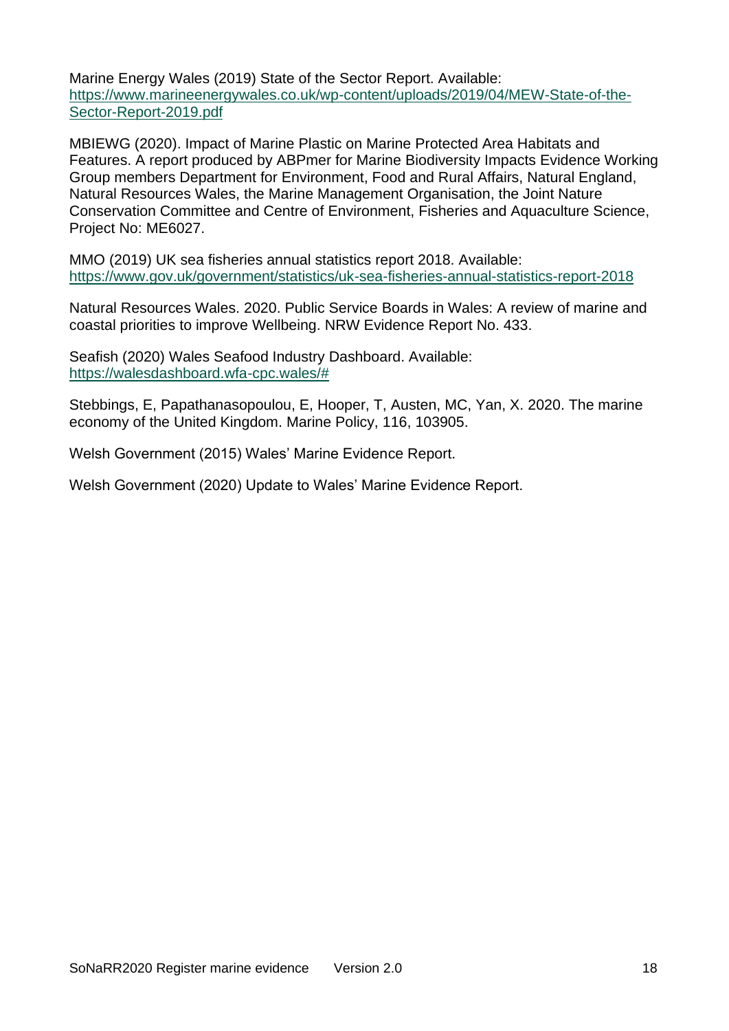Marine Energy Wales (2019) State of the Sector Report. Available: [https://www.marineenergywales.co.uk/wp-content/uploads/2019/04/MEW-State-of-the-Sector-Report-2019.pdf](https://www.marineenergywales.co.uk/wp-content/uploads/2019/04/MEW-State-of-the-Sector-Report-2019.pdf)

MBIEWG (2020). Impact of Marine Plastic on Marine Protected Area Habitats and Features. A report produced by ABPmer for Marine Biodiversity Impacts Evidence Working Group members Department for Environment, Food and Rural Affairs, Natural England, Natural Resources Wales, the Marine Management Organisation, the Joint Nature Conservation Committee and Centre of Environment, Fisheries and Aquaculture Science, Project No: ME6027.

MMO (2019) UK sea fisheries annual statistics report 2018. Available: [https://www.gov.uk/government/statistics/uk-sea-fisheries-annual-statistics-report-2018](https://www.gov.uk/government/statistics/uk-sea-fisheries-annual-statistics-report-2018)

Natural Resources Wales. 2020. Public Service Boards in Wales: A review of marine and coastal priorities to improve Wellbeing. NRW Evidence Report No. 433.

Seafish (2020) Wales Seafood Industry Dashboard. Available: [https://walesdashboard.wfa-cpc.wales/#](https://walesdashboard.wfa-cpc.wales/#)

Stebbings, E, Papathanasopoulou, E, Hooper, T, Austen, MC, Yan, X. 2020. The marine economy of the United Kingdom. Marine Policy, 116, 103905.

Welsh Government (2015) Wales' Marine Evidence Report.

Welsh Government (2020) Update to Wales' Marine Evidence Report.